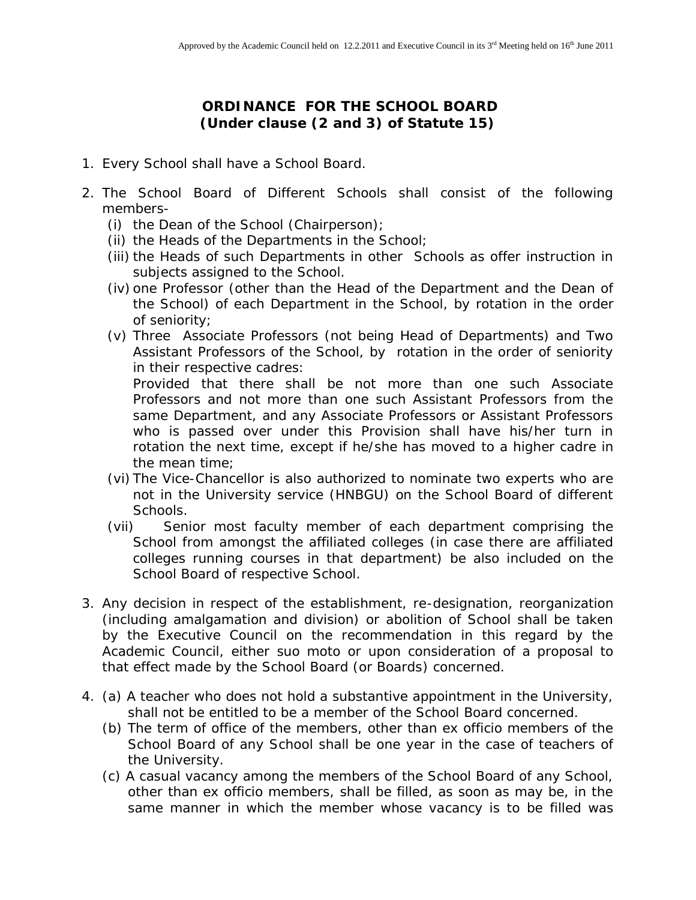Approved by the Academic Council held on 12.2.2011 and Executive Council in its 3rd Meeting held on 16th June 2011

# ORDINANCE FOR THE SCHOOL BOARD
## (Under clause (2 and 3) of Statute 15)

1. Every School shall have a School Board.

2. The School Board of Different Schools shall consist of the following members-
   (i) the Dean of the School (Chairperson);
   (ii) the Heads of the Departments in the School;
   (iii) the Heads of such Departments in other Schools as offer instruction in subjects assigned to the School.
   (iv) one Professor (other than the Head of the Department and the Dean of the School) of each Department in the School, by rotation in the order of seniority;
   (v) Three Associate Professors (not being Head of Departments) and Two Assistant Professors of the School, by rotation in the order of seniority in their respective cadres:
   Provided that there shall be not more than one such Associate Professors and not more than one such Assistant Professors from the same Department, and any Associate Professors or Assistant Professors who is passed over under this Provision shall have his/her turn in rotation the next time, except if he/she has moved to a higher cadre in the mean time;
   (vi) The Vice-Chancellor is also authorized to nominate two experts who are not in the University service (HNBGU) on the School Board of different Schools.
   (vii) Senior most faculty member of each department comprising the School from amongst the affiliated colleges (in case there are affiliated colleges running courses in that department) be also included on the School Board of respective School.

3. Any decision in respect of the establishment, re-designation, reorganization (including amalgamation and division) or abolition of School shall be taken by the Executive Council on the recommendation in this regard by the Academic Council, either suo moto or upon consideration of a proposal to that effect made by the School Board (or Boards) concerned.

4. (a) A teacher who does not hold a substantive appointment in the University, shall not be entitled to be a member of the School Board concerned.
   (b) The term of office of the members, other than ex officio members of the School Board of any School shall be one year in the case of teachers of the University.
   (c) A casual vacancy among the members of the School Board of any School, other than ex officio members, shall be filled, as soon as may be, in the same manner in which the member whose vacancy is to be filled was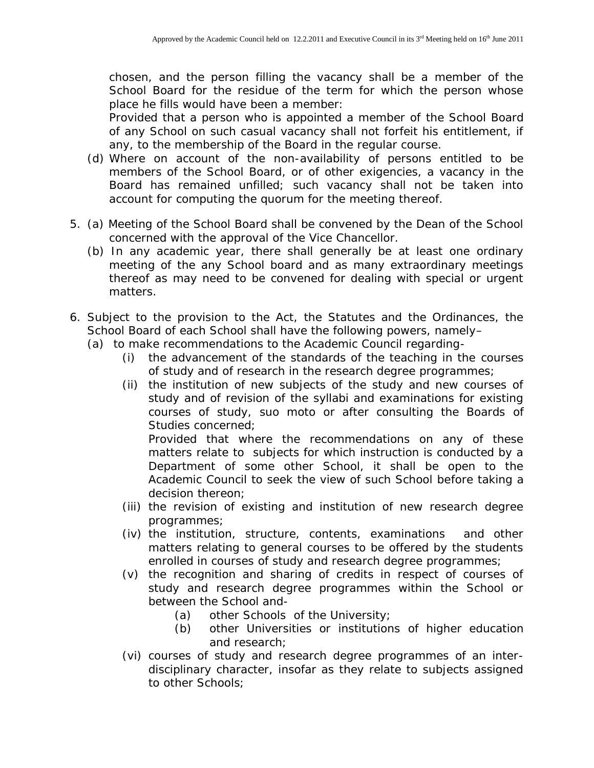chosen, and the person filling the vacancy shall be a member of the School Board for the residue of the term for which the person whose place he fills would have been a member:

Provided that a person who is appointed a member of the School Board of any School on such casual vacancy shall not forfeit his entitlement, if any, to the membership of the Board in the regular course.

(d) Where on account of the non-availability of persons entitled to be members of the School Board, or of other exigencies, a vacancy in the Board has remained unfilled; such vacancy shall not be taken into account for computing the quorum for the meeting thereof.

5. (a) Meeting of the School Board shall be convened by the Dean of the School concerned with the approval of the Vice Chancellor.

   (b) In any academic year, there shall generally be at least one ordinary meeting of the any School board and as many extraordinary meetings thereof as may need to be convened for dealing with special or urgent matters.

6. Subject to the provision to the Act, the Statutes and the Ordinances, the School Board of each School shall have the following powers, namely–

   (a) to make recommendations to the Academic Council regarding-

      (i) the advancement of the standards of the teaching in the courses of study and of research in the research degree programmes;

      (ii) the institution of new subjects of the study and new courses of study and of revision of the syllabi and examinations for existing courses of study, suo moto or after consulting the Boards of Studies concerned;

      Provided that where the recommendations on any of these matters relate to subjects for which instruction is conducted by a Department of some other School, it shall be open to the Academic Council to seek the view of such School before taking a decision thereon;

      (iii) the revision of existing and institution of new research degree programmes;

      (iv) the institution, structure, contents, examinations and other matters relating to general courses to be offered by the students enrolled in courses of study and research degree programmes;

      (v) the recognition and sharing of credits in respect of courses of study and research degree programmes within the School or between the School and-

         (a) other Schools of the University;

         (b) other Universities or institutions of higher education and research;

      (vi) courses of study and research degree programmes of an inter-disciplinary character, insofar as they relate to subjects assigned to other Schools;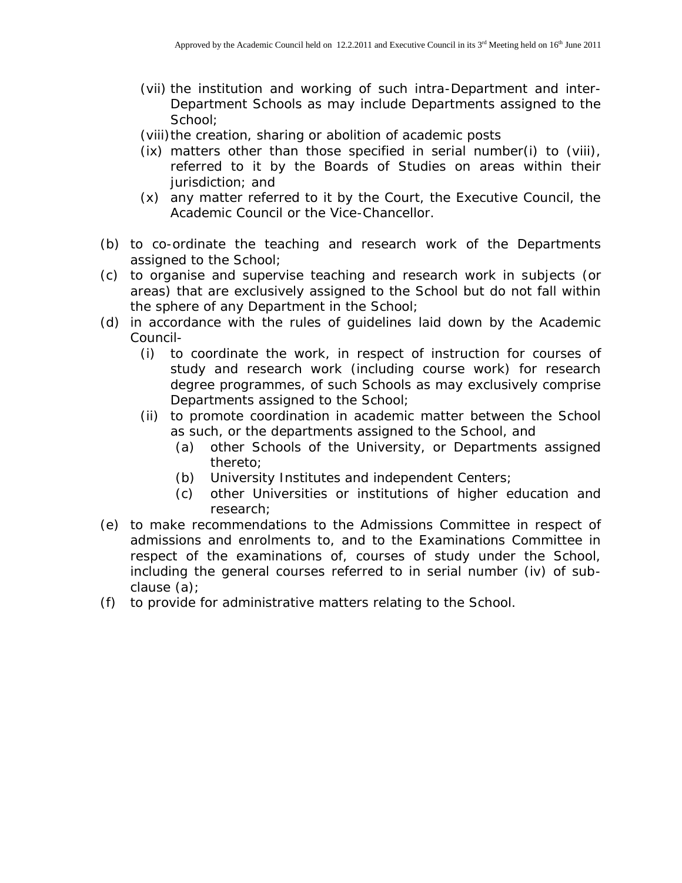(vii) the institution and working of such intra-Department and inter-Department Schools as may include Departments assigned to the School;

(viii) the creation, sharing or abolition of academic posts

(ix) matters other than those specified in serial number(i) to (viii), referred to it by the Boards of Studies on areas within their jurisdiction; and

(x) any matter referred to it by the Court, the Executive Council, the Academic Council or the Vice-Chancellor.

(b) to co-ordinate the teaching and research work of the Departments assigned to the School;

(c) to organise and supervise teaching and research work in subjects (or areas) that are exclusively assigned to the School but do not fall within the sphere of any Department in the School;

(d) in accordance with the rules of guidelines laid down by the Academic Council-

(i) to coordinate the work, in respect of instruction for courses of study and research work (including course work) for research degree programmes, of such Schools as may exclusively comprise Departments assigned to the School;

(ii) to promote coordination in academic matter between the School as such, or the departments assigned to the School, and

(a) other Schools of the University, or Departments assigned thereto;

(b) University Institutes and independent Centers;

(c) other Universities or institutions of higher education and research;

(e) to make recommendations to the Admissions Committee in respect of admissions and enrolments to, and to the Examinations Committee in respect of the examinations of, courses of study under the School, including the general courses referred to in serial number (iv) of sub-clause (a);

(f) to provide for administrative matters relating to the School.